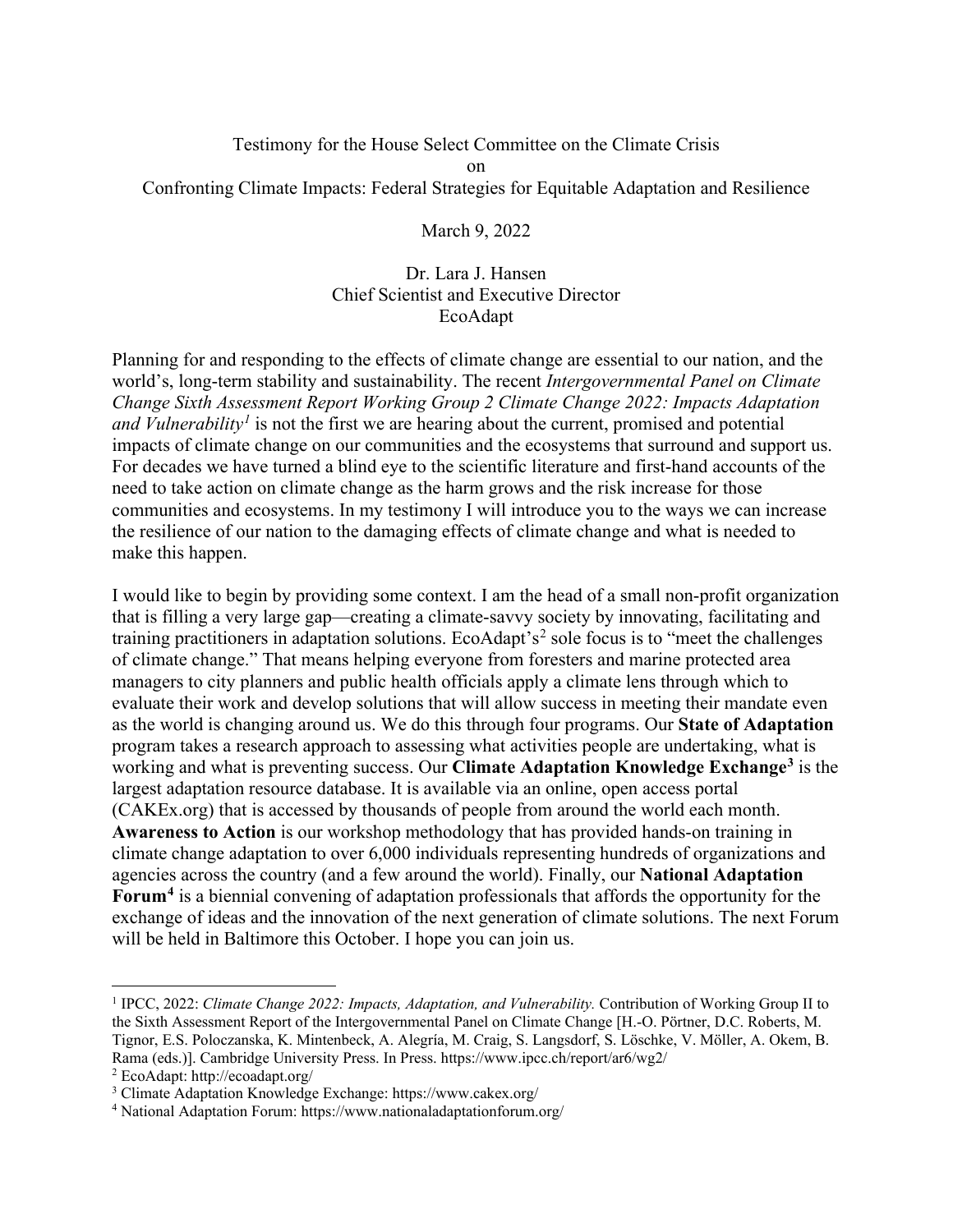Testimony for the House Select Committee on the Climate Crisis

on

Confronting Climate Impacts: Federal Strategies for Equitable Adaptation and Resilience

March 9, 2022

Dr. Lara J. Hansen
Chief Scientist and Executive Director
EcoAdapt

Planning for and responding to the effects of climate change are essential to our nation, and the world's, long-term stability and sustainability. The recent *Intergovernmental Panel on Climate Change Sixth Assessment Report Working Group 2 Climate Change 2022: Impacts Adaptation and Vulnerability*[1] is not the first we are hearing about the current, promised and potential impacts of climate change on our communities and the ecosystems that surround and support us. For decades we have turned a blind eye to the scientific literature and first-hand accounts of the need to take action on climate change as the harm grows and the risk increase for those communities and ecosystems. In my testimony I will introduce you to the ways we can increase the resilience of our nation to the damaging effects of climate change and what is needed to make this happen.

I would like to begin by providing some context. I am the head of a small non-profit organization that is filling a very large gap—creating a climate-savvy society by innovating, facilitating and training practitioners in adaptation solutions. EcoAdapt's[2] sole focus is to "meet the challenges of climate change." That means helping everyone from foresters and marine protected area managers to city planners and public health officials apply a climate lens through which to evaluate their work and develop solutions that will allow success in meeting their mandate even as the world is changing around us. We do this through four programs. Our **State of Adaptation** program takes a research approach to assessing what activities people are undertaking, what is working and what is preventing success. Our **Climate Adaptation Knowledge Exchange**[3] is the largest adaptation resource database. It is available via an online, open access portal (CAKEx.org) that is accessed by thousands of people from around the world each month. **Awareness to Action** is our workshop methodology that has provided hands-on training in climate change adaptation to over 6,000 individuals representing hundreds of organizations and agencies across the country (and a few around the world). Finally, our **National Adaptation Forum**[4] is a biennial convening of adaptation professionals that affords the opportunity for the exchange of ideas and the innovation of the next generation of climate solutions. The next Forum will be held in Baltimore this October. I hope you can join us.

---

[1] IPCC, 2022: *Climate Change 2022: Impacts, Adaptation, and Vulnerability.* Contribution of Working Group II to the Sixth Assessment Report of the Intergovernmental Panel on Climate Change [H.-O. Pörtner, D.C. Roberts, M. Tignor, E.S. Poloczanska, K. Mintenbeck, A. Alegría, M. Craig, S. Langsdorf, S. Löschke, V. Möller, A. Okem, B. Rama (eds.)]. Cambridge University Press. In Press. https://www.ipcc.ch/report/ar6/wg2/

[2] EcoAdapt: http://ecoadapt.org/

[3] Climate Adaptation Knowledge Exchange: https://www.cakex.org/

[4] National Adaptation Forum: https://www.nationaladaptationforum.org/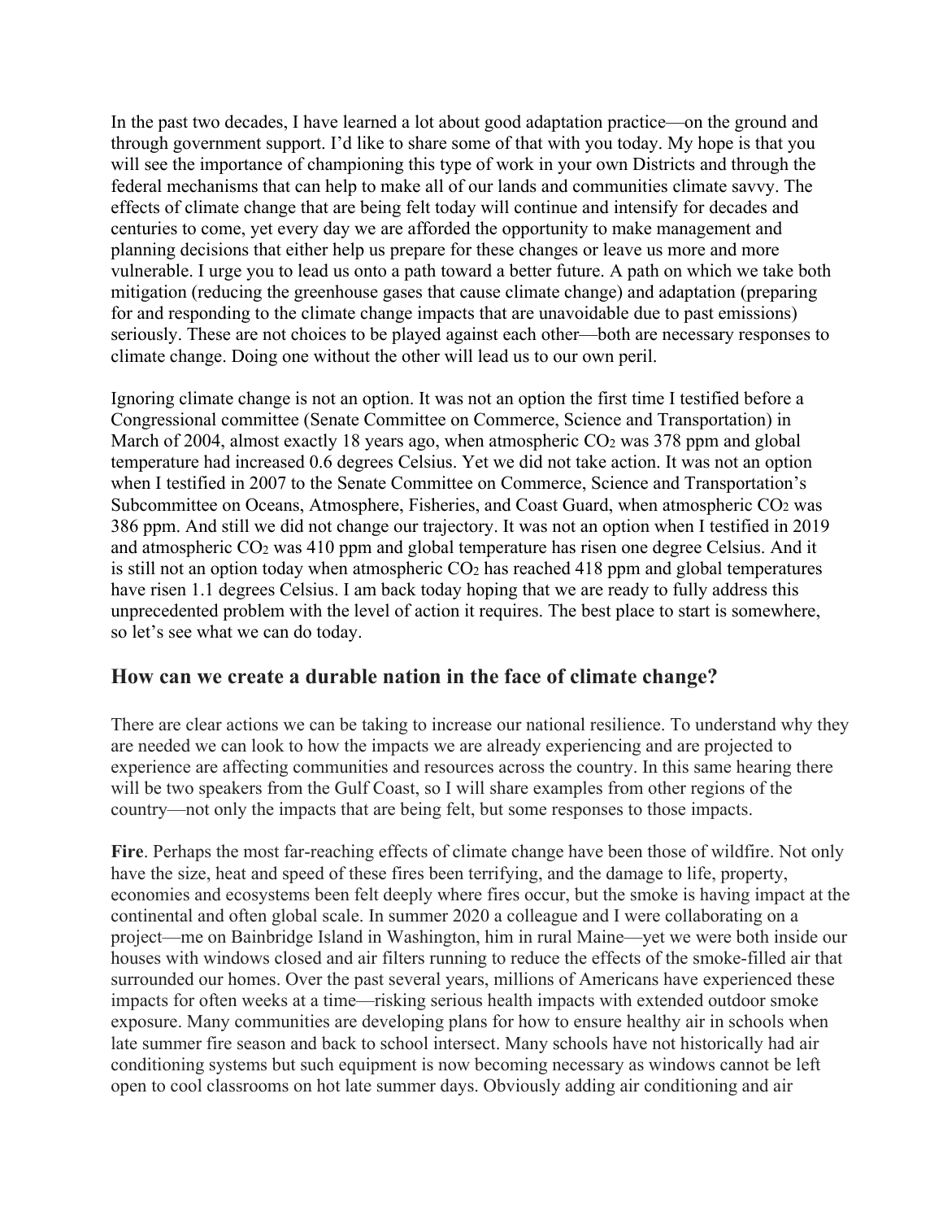In the past two decades, I have learned a lot about good adaptation practice—on the ground and through government support. I'd like to share some of that with you today. My hope is that you will see the importance of championing this type of work in your own Districts and through the federal mechanisms that can help to make all of our lands and communities climate savvy. The effects of climate change that are being felt today will continue and intensify for decades and centuries to come, yet every day we are afforded the opportunity to make management and planning decisions that either help us prepare for these changes or leave us more and more vulnerable. I urge you to lead us onto a path toward a better future. A path on which we take both mitigation (reducing the greenhouse gases that cause climate change) and adaptation (preparing for and responding to the climate change impacts that are unavoidable due to past emissions) seriously. These are not choices to be played against each other—both are necessary responses to climate change. Doing one without the other will lead us to our own peril.

Ignoring climate change is not an option. It was not an option the first time I testified before a Congressional committee (Senate Committee on Commerce, Science and Transportation) in March of 2004, almost exactly 18 years ago, when atmospheric $CO_2$ was 378 ppm and global temperature had increased 0.6 degrees Celsius. Yet we did not take action. It was not an option when I testified in 2007 to the Senate Committee on Commerce, Science and Transportation's Subcommittee on Oceans, Atmosphere, Fisheries, and Coast Guard, when atmospheric $CO_2$ was 386 ppm. And still we did not change our trajectory. It was not an option when I testified in 2019 and atmospheric $CO_2$ was 410 ppm and global temperature has risen one degree Celsius. And it is still not an option today when atmospheric $CO_2$ has reached 418 ppm and global temperatures have risen 1.1 degrees Celsius. I am back today hoping that we are ready to fully address this unprecedented problem with the level of action it requires. The best place to start is somewhere, so let's see what we can do today.

## How can we create a durable nation in the face of climate change?

There are clear actions we can be taking to increase our national resilience. To understand why they are needed we can look to how the impacts we are already experiencing and are projected to experience are affecting communities and resources across the country. In this same hearing there will be two speakers from the Gulf Coast, so I will share examples from other regions of the country—not only the impacts that are being felt, but some responses to those impacts.

**Fire**. Perhaps the most far-reaching effects of climate change have been those of wildfire. Not only have the size, heat and speed of these fires been terrifying, and the damage to life, property, economies and ecosystems been felt deeply where fires occur, but the smoke is having impact at the continental and often global scale. In summer 2020 a colleague and I were collaborating on a project—me on Bainbridge Island in Washington, him in rural Maine—yet we were both inside our houses with windows closed and air filters running to reduce the effects of the smoke-filled air that surrounded our homes. Over the past several years, millions of Americans have experienced these impacts for often weeks at a time—risking serious health impacts with extended outdoor smoke exposure. Many communities are developing plans for how to ensure healthy air in schools when late summer fire season and back to school intersect. Many schools have not historically had air conditioning systems but such equipment is now becoming necessary as windows cannot be left open to cool classrooms on hot late summer days. Obviously adding air conditioning and air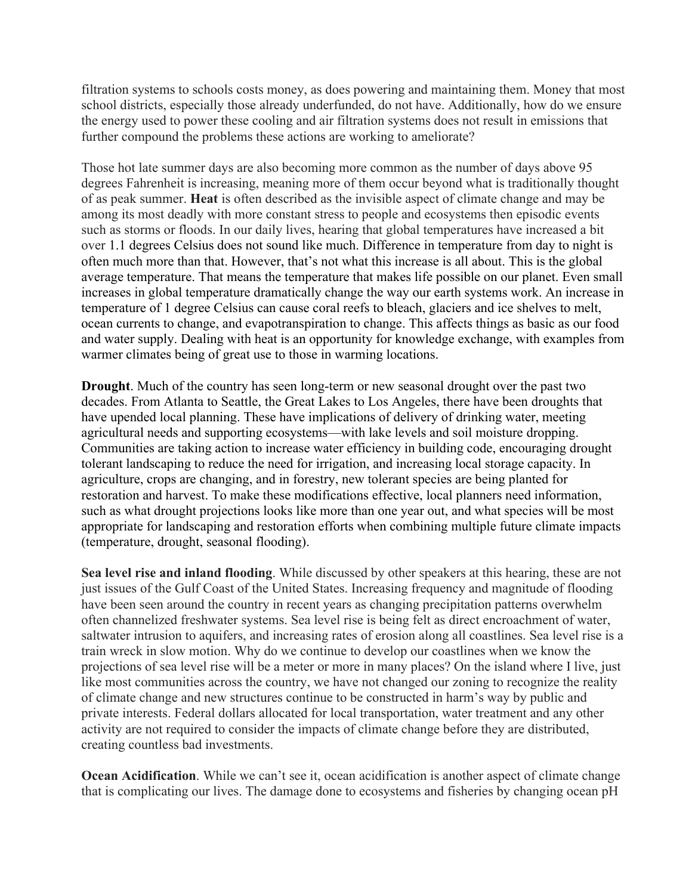filtration systems to schools costs money, as does powering and maintaining them. Money that most school districts, especially those already underfunded, do not have. Additionally, how do we ensure the energy used to power these cooling and air filtration systems does not result in emissions that further compound the problems these actions are working to ameliorate?

Those hot late summer days are also becoming more common as the number of days above 95 degrees Fahrenheit is increasing, meaning more of them occur beyond what is traditionally thought of as peak summer. **Heat** is often described as the invisible aspect of climate change and may be among its most deadly with more constant stress to people and ecosystems then episodic events such as storms or floods. In our daily lives, hearing that global temperatures have increased a bit over 1.1 degrees Celsius does not sound like much. Difference in temperature from day to night is often much more than that. However, that's not what this increase is all about. This is the global average temperature. That means the temperature that makes life possible on our planet. Even small increases in global temperature dramatically change the way our earth systems work. An increase in temperature of 1 degree Celsius can cause coral reefs to bleach, glaciers and ice shelves to melt, ocean currents to change, and evapotranspiration to change. This affects things as basic as our food and water supply. Dealing with heat is an opportunity for knowledge exchange, with examples from warmer climates being of great use to those in warming locations.

**Drought**. Much of the country has seen long-term or new seasonal drought over the past two decades. From Atlanta to Seattle, the Great Lakes to Los Angeles, there have been droughts that have upended local planning. These have implications of delivery of drinking water, meeting agricultural needs and supporting ecosystems—with lake levels and soil moisture dropping. Communities are taking action to increase water efficiency in building code, encouraging drought tolerant landscaping to reduce the need for irrigation, and increasing local storage capacity. In agriculture, crops are changing, and in forestry, new tolerant species are being planted for restoration and harvest. To make these modifications effective, local planners need information, such as what drought projections looks like more than one year out, and what species will be most appropriate for landscaping and restoration efforts when combining multiple future climate impacts (temperature, drought, seasonal flooding).

**Sea level rise and inland flooding**. While discussed by other speakers at this hearing, these are not just issues of the Gulf Coast of the United States. Increasing frequency and magnitude of flooding have been seen around the country in recent years as changing precipitation patterns overwhelm often channelized freshwater systems. Sea level rise is being felt as direct encroachment of water, saltwater intrusion to aquifers, and increasing rates of erosion along all coastlines. Sea level rise is a train wreck in slow motion. Why do we continue to develop our coastlines when we know the projections of sea level rise will be a meter or more in many places? On the island where I live, just like most communities across the country, we have not changed our zoning to recognize the reality of climate change and new structures continue to be constructed in harm's way by public and private interests. Federal dollars allocated for local transportation, water treatment and any other activity are not required to consider the impacts of climate change before they are distributed, creating countless bad investments.

**Ocean Acidification**. While we can't see it, ocean acidification is another aspect of climate change that is complicating our lives. The damage done to ecosystems and fisheries by changing ocean pH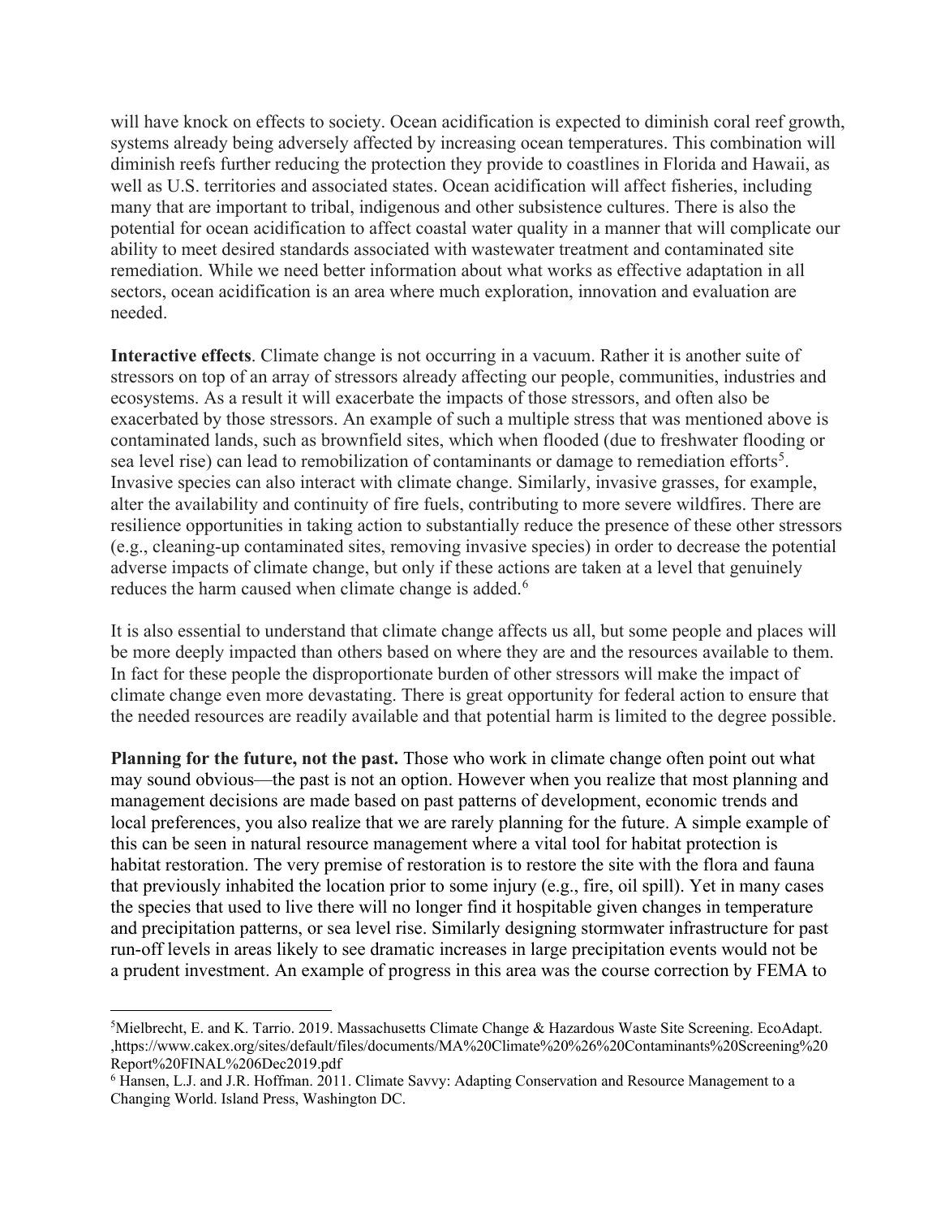will have knock on effects to society. Ocean acidification is expected to diminish coral reef growth, systems already being adversely affected by increasing ocean temperatures. This combination will diminish reefs further reducing the protection they provide to coastlines in Florida and Hawaii, as well as U.S. territories and associated states. Ocean acidification will affect fisheries, including many that are important to tribal, indigenous and other subsistence cultures. There is also the potential for ocean acidification to affect coastal water quality in a manner that will complicate our ability to meet desired standards associated with wastewater treatment and contaminated site remediation. While we need better information about what works as effective adaptation in all sectors, ocean acidification is an area where much exploration, innovation and evaluation are needed.

**Interactive effects**. Climate change is not occurring in a vacuum. Rather it is another suite of stressors on top of an array of stressors already affecting our people, communities, industries and ecosystems. As a result it will exacerbate the impacts of those stressors, and often also be exacerbated by those stressors. An example of such a multiple stress that was mentioned above is contaminated lands, such as brownfield sites, which when flooded (due to freshwater flooding or sea level rise) can lead to remobilization of contaminants or damage to remediation efforts[5]. Invasive species can also interact with climate change. Similarly, invasive grasses, for example, alter the availability and continuity of fire fuels, contributing to more severe wildfires. There are resilience opportunities in taking action to substantially reduce the presence of these other stressors (e.g., cleaning-up contaminated sites, removing invasive species) in order to decrease the potential adverse impacts of climate change, but only if these actions are taken at a level that genuinely reduces the harm caused when climate change is added.[6]

It is also essential to understand that climate change affects us all, but some people and places will be more deeply impacted than others based on where they are and the resources available to them. In fact for these people the disproportionate burden of other stressors will make the impact of climate change even more devastating. There is great opportunity for federal action to ensure that the needed resources are readily available and that potential harm is limited to the degree possible.

**Planning for the future, not the past.** Those who work in climate change often point out what may sound obvious—the past is not an option. However when you realize that most planning and management decisions are made based on past patterns of development, economic trends and local preferences, you also realize that we are rarely planning for the future. A simple example of this can be seen in natural resource management where a vital tool for habitat protection is habitat restoration. The very premise of restoration is to restore the site with the flora and fauna that previously inhabited the location prior to some injury (e.g., fire, oil spill). Yet in many cases the species that used to live there will no longer find it hospitable given changes in temperature and precipitation patterns, or sea level rise. Similarly designing stormwater infrastructure for past run-off levels in areas likely to see dramatic increases in large precipitation events would not be a prudent investment. An example of progress in this area was the course correction by FEMA to

---

[5] Mielbrecht, E. and K. Tarrio. 2019. Massachusetts Climate Change & Hazardous Waste Site Screening. EcoAdapt. ,https://www.cakex.org/sites/default/files/documents/MA%20Climate%20%26%20Contaminants%20Screening%20Report%20FINAL%206Dec2019.pdf

[6] Hansen, L.J. and J.R. Hoffman. 2011. Climate Savvy: Adapting Conservation and Resource Management to a Changing World. Island Press, Washington DC.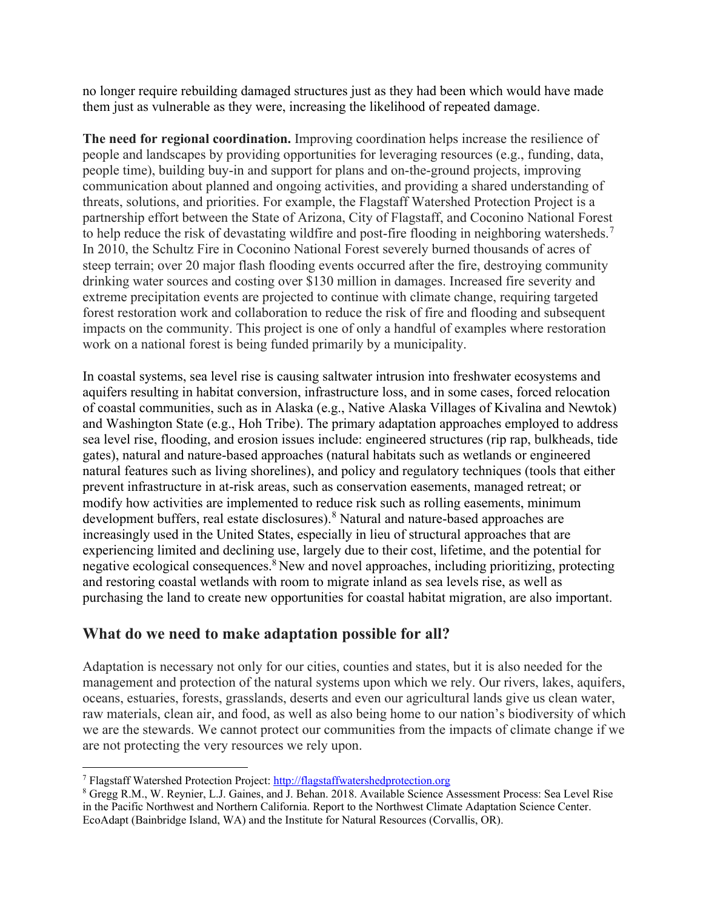no longer require rebuilding damaged structures just as they had been which would have made them just as vulnerable as they were, increasing the likelihood of repeated damage.

**The need for regional coordination.** Improving coordination helps increase the resilience of people and landscapes by providing opportunities for leveraging resources (e.g., funding, data, people time), building buy-in and support for plans and on-the-ground projects, improving communication about planned and ongoing activities, and providing a shared understanding of threats, solutions, and priorities. For example, the Flagstaff Watershed Protection Project is a partnership effort between the State of Arizona, City of Flagstaff, and Coconino National Forest to help reduce the risk of devastating wildfire and post-fire flooding in neighboring watersheds.[7] In 2010, the Schultz Fire in Coconino National Forest severely burned thousands of acres of steep terrain; over 20 major flash flooding events occurred after the fire, destroying community drinking water sources and costing over $130 million in damages. Increased fire severity and extreme precipitation events are projected to continue with climate change, requiring targeted forest restoration work and collaboration to reduce the risk of fire and flooding and subsequent impacts on the community. This project is one of only a handful of examples where restoration work on a national forest is being funded primarily by a municipality.

In coastal systems, sea level rise is causing saltwater intrusion into freshwater ecosystems and aquifers resulting in habitat conversion, infrastructure loss, and in some cases, forced relocation of coastal communities, such as in Alaska (e.g., Native Alaska Villages of Kivalina and Newtok) and Washington State (e.g., Hoh Tribe). The primary adaptation approaches employed to address sea level rise, flooding, and erosion issues include: engineered structures (rip rap, bulkheads, tide gates), natural and nature-based approaches (natural habitats such as wetlands or engineered natural features such as living shorelines), and policy and regulatory techniques (tools that either prevent infrastructure in at-risk areas, such as conservation easements, managed retreat; or modify how activities are implemented to reduce risk such as rolling easements, minimum development buffers, real estate disclosures).[8] Natural and nature-based approaches are increasingly used in the United States, especially in lieu of structural approaches that are experiencing limited and declining use, largely due to their cost, lifetime, and the potential for negative ecological consequences.[8] New and novel approaches, including prioritizing, protecting and restoring coastal wetlands with room to migrate inland as sea levels rise, as well as purchasing the land to create new opportunities for coastal habitat migration, are also important.

## What do we need to make adaptation possible for all?

Adaptation is necessary not only for our cities, counties and states, but it is also needed for the management and protection of the natural systems upon which we rely. Our rivers, lakes, aquifers, oceans, estuaries, forests, grasslands, deserts and even our agricultural lands give us clean water, raw materials, clean air, and food, as well as also being home to our nation's biodiversity of which we are the stewards. We cannot protect our communities from the impacts of climate change if we are not protecting the very resources we rely upon.

---

[7] Flagstaff Watershed Protection Project: http://flagstaffwatershedprotection.org

[8] Gregg R.M., W. Reynier, L.J. Gaines, and J. Behan. 2018. Available Science Assessment Process: Sea Level Rise in the Pacific Northwest and Northern California. Report to the Northwest Climate Adaptation Science Center. EcoAdapt (Bainbridge Island, WA) and the Institute for Natural Resources (Corvallis, OR).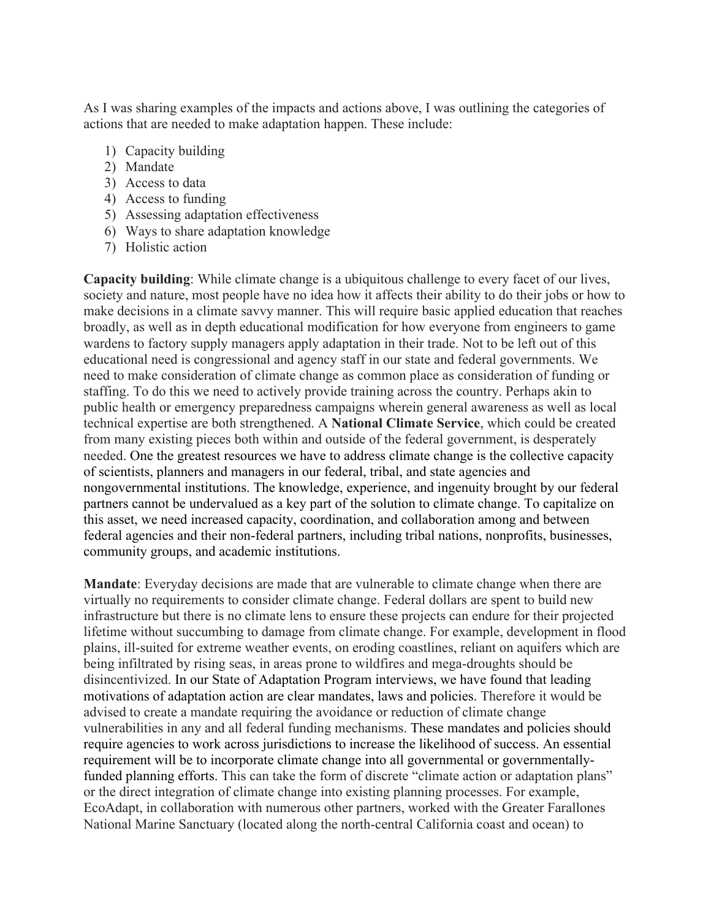As I was sharing examples of the impacts and actions above, I was outlining the categories of actions that are needed to make adaptation happen. These include:

1) Capacity building
2) Mandate
3) Access to data
4) Access to funding
5) Assessing adaptation effectiveness
6) Ways to share adaptation knowledge
7) Holistic action

**Capacity building**: While climate change is a ubiquitous challenge to every facet of our lives, society and nature, most people have no idea how it affects their ability to do their jobs or how to make decisions in a climate savvy manner. This will require basic applied education that reaches broadly, as well as in depth educational modification for how everyone from engineers to game wardens to factory supply managers apply adaptation in their trade. Not to be left out of this educational need is congressional and agency staff in our state and federal governments. We need to make consideration of climate change as common place as consideration of funding or staffing. To do this we need to actively provide training across the country. Perhaps akin to public health or emergency preparedness campaigns wherein general awareness as well as local technical expertise are both strengthened. A **National Climate Service**, which could be created from many existing pieces both within and outside of the federal government, is desperately needed. One the greatest resources we have to address climate change is the collective capacity of scientists, planners and managers in our federal, tribal, and state agencies and nongovernmental institutions. The knowledge, experience, and ingenuity brought by our federal partners cannot be undervalued as a key part of the solution to climate change. To capitalize on this asset, we need increased capacity, coordination, and collaboration among and between federal agencies and their non-federal partners, including tribal nations, nonprofits, businesses, community groups, and academic institutions.

**Mandate**: Everyday decisions are made that are vulnerable to climate change when there are virtually no requirements to consider climate change. Federal dollars are spent to build new infrastructure but there is no climate lens to ensure these projects can endure for their projected lifetime without succumbing to damage from climate change. For example, development in flood plains, ill-suited for extreme weather events, on eroding coastlines, reliant on aquifers which are being infiltrated by rising seas, in areas prone to wildfires and mega-droughts should be disincentivized. In our State of Adaptation Program interviews, we have found that leading motivations of adaptation action are clear mandates, laws and policies. Therefore it would be advised to create a mandate requiring the avoidance or reduction of climate change vulnerabilities in any and all federal funding mechanisms. These mandates and policies should require agencies to work across jurisdictions to increase the likelihood of success. An essential requirement will be to incorporate climate change into all governmental or governmentally-funded planning efforts. This can take the form of discrete "climate action or adaptation plans" or the direct integration of climate change into existing planning processes. For example, EcoAdapt, in collaboration with numerous other partners, worked with the Greater Farallones National Marine Sanctuary (located along the north-central California coast and ocean) to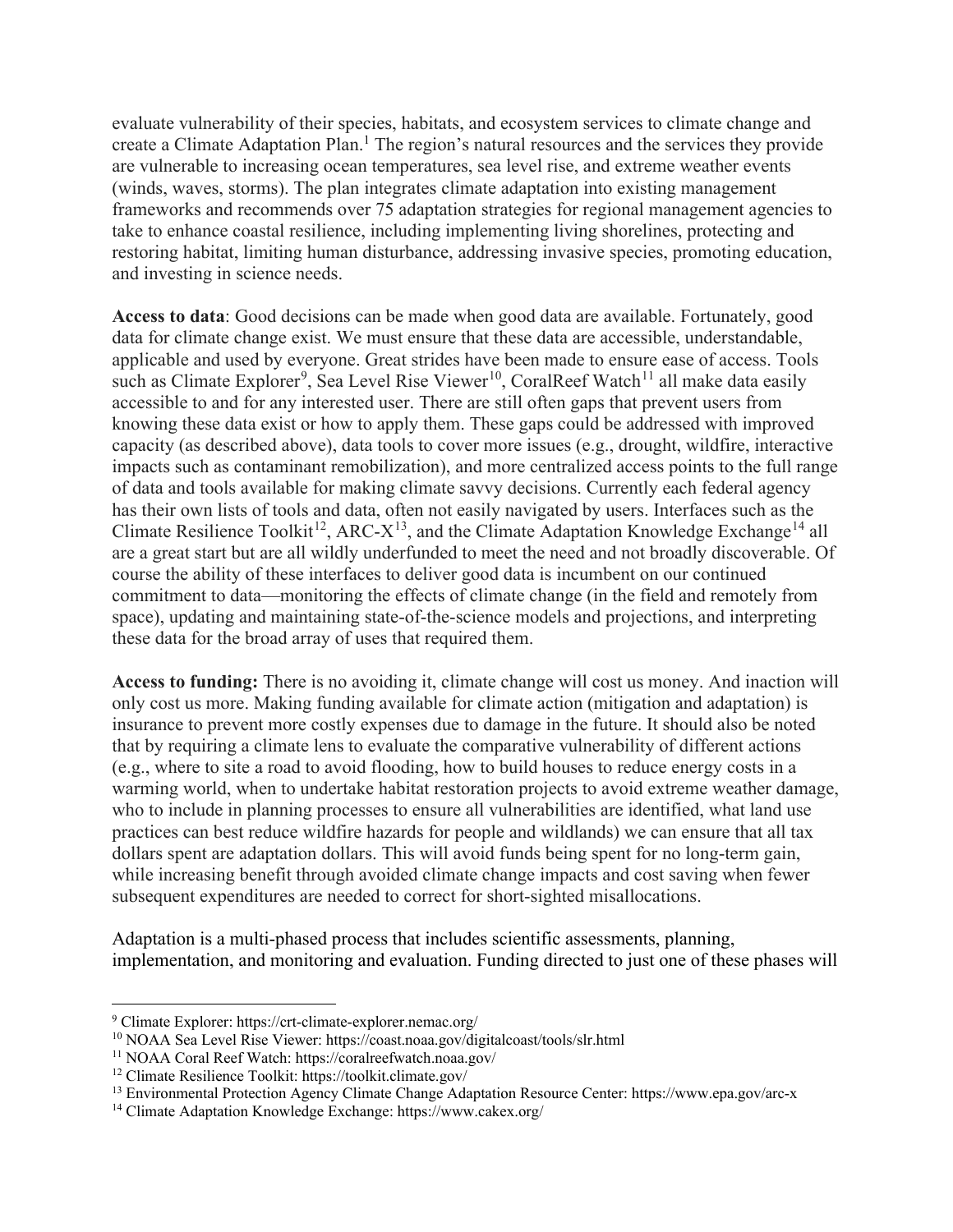evaluate vulnerability of their species, habitats, and ecosystem services to climate change and create a Climate Adaptation Plan.[1] The region's natural resources and the services they provide are vulnerable to increasing ocean temperatures, sea level rise, and extreme weather events (winds, waves, storms). The plan integrates climate adaptation into existing management frameworks and recommends over 75 adaptation strategies for regional management agencies to take to enhance coastal resilience, including implementing living shorelines, protecting and restoring habitat, limiting human disturbance, addressing invasive species, promoting education, and investing in science needs.

**Access to data**: Good decisions can be made when good data are available. Fortunately, good data for climate change exist. We must ensure that these data are accessible, understandable, applicable and used by everyone. Great strides have been made to ensure ease of access. Tools such as Climate Explorer[9], Sea Level Rise Viewer[10], CoralReef Watch[11] all make data easily accessible to and for any interested user. There are still often gaps that prevent users from knowing these data exist or how to apply them. These gaps could be addressed with improved capacity (as described above), data tools to cover more issues (e.g., drought, wildfire, interactive impacts such as contaminant remobilization), and more centralized access points to the full range of data and tools available for making climate savvy decisions. Currently each federal agency has their own lists of tools and data, often not easily navigated by users. Interfaces such as the Climate Resilience Toolkit[12], ARC-X[13], and the Climate Adaptation Knowledge Exchange[14] all are a great start but are all wildly underfunded to meet the need and not broadly discoverable. Of course the ability of these interfaces to deliver good data is incumbent on our continued commitment to data—monitoring the effects of climate change (in the field and remotely from space), updating and maintaining state-of-the-science models and projections, and interpreting these data for the broad array of uses that required them.

**Access to funding:** There is no avoiding it, climate change will cost us money. And inaction will only cost us more. Making funding available for climate action (mitigation and adaptation) is insurance to prevent more costly expenses due to damage in the future. It should also be noted that by requiring a climate lens to evaluate the comparative vulnerability of different actions (e.g., where to site a road to avoid flooding, how to build houses to reduce energy costs in a warming world, when to undertake habitat restoration projects to avoid extreme weather damage, who to include in planning processes to ensure all vulnerabilities are identified, what land use practices can best reduce wildfire hazards for people and wildlands) we can ensure that all tax dollars spent are adaptation dollars. This will avoid funds being spent for no long-term gain, while increasing benefit through avoided climate change impacts and cost saving when fewer subsequent expenditures are needed to correct for short-sighted misallocations.

Adaptation is a multi-phased process that includes scientific assessments, planning, implementation, and monitoring and evaluation. Funding directed to just one of these phases will

---

[9] Climate Explorer: https://crt-climate-explorer.nemac.org/

[10] NOAA Sea Level Rise Viewer: https://coast.noaa.gov/digitalcoast/tools/slr.html

[11] NOAA Coral Reef Watch: https://coralreefwatch.noaa.gov/

[12] Climate Resilience Toolkit: https://toolkit.climate.gov/

[13] Environmental Protection Agency Climate Change Adaptation Resource Center: https://www.epa.gov/arc-x

[14] Climate Adaptation Knowledge Exchange: https://www.cakex.org/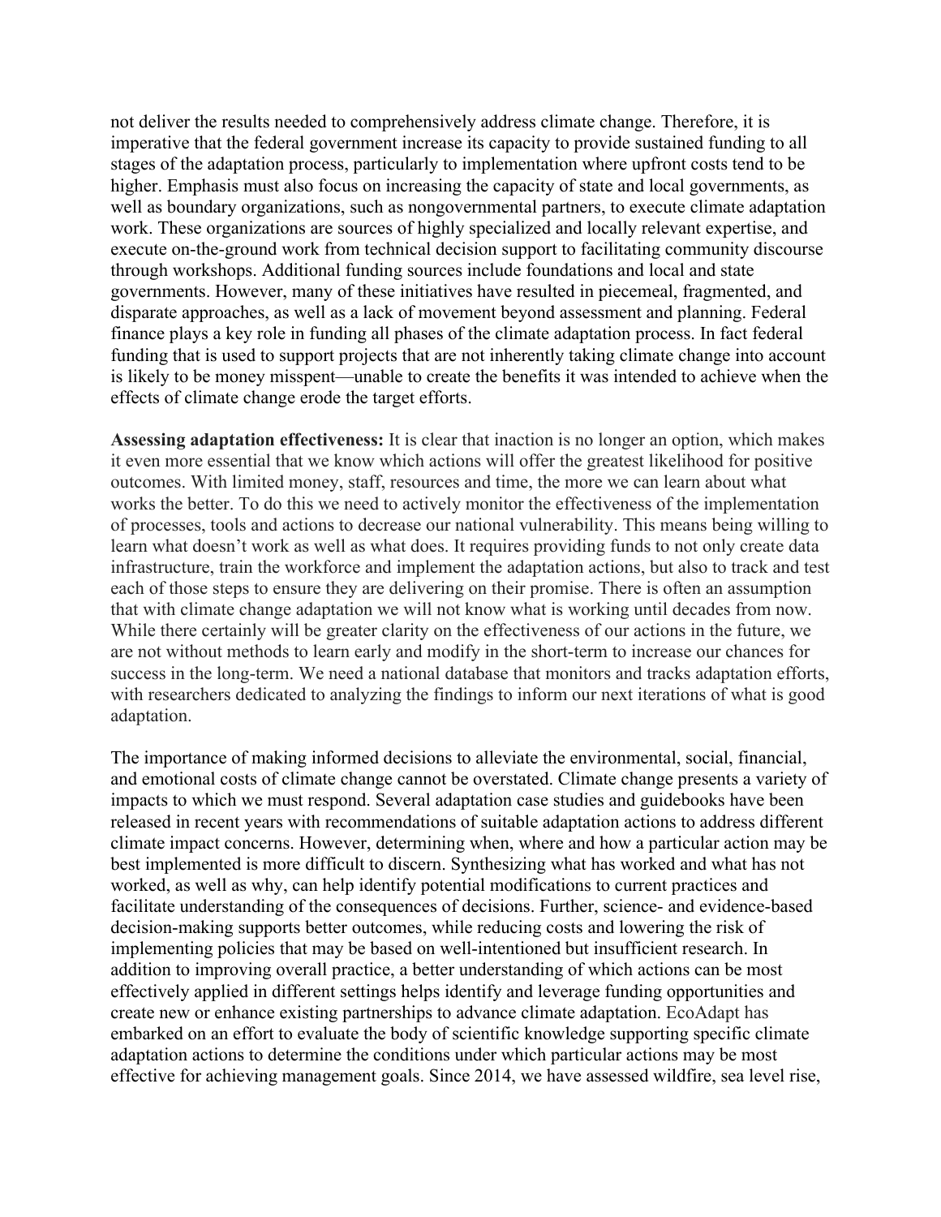not deliver the results needed to comprehensively address climate change. Therefore, it is imperative that the federal government increase its capacity to provide sustained funding to all stages of the adaptation process, particularly to implementation where upfront costs tend to be higher. Emphasis must also focus on increasing the capacity of state and local governments, as well as boundary organizations, such as nongovernmental partners, to execute climate adaptation work. These organizations are sources of highly specialized and locally relevant expertise, and execute on-the-ground work from technical decision support to facilitating community discourse through workshops. Additional funding sources include foundations and local and state governments. However, many of these initiatives have resulted in piecemeal, fragmented, and disparate approaches, as well as a lack of movement beyond assessment and planning. Federal finance plays a key role in funding all phases of the climate adaptation process. In fact federal funding that is used to support projects that are not inherently taking climate change into account is likely to be money misspent—unable to create the benefits it was intended to achieve when the effects of climate change erode the target efforts.

**Assessing adaptation effectiveness:** It is clear that inaction is no longer an option, which makes it even more essential that we know which actions will offer the greatest likelihood for positive outcomes. With limited money, staff, resources and time, the more we can learn about what works the better. To do this we need to actively monitor the effectiveness of the implementation of processes, tools and actions to decrease our national vulnerability. This means being willing to learn what doesn't work as well as what does. It requires providing funds to not only create data infrastructure, train the workforce and implement the adaptation actions, but also to track and test each of those steps to ensure they are delivering on their promise. There is often an assumption that with climate change adaptation we will not know what is working until decades from now. While there certainly will be greater clarity on the effectiveness of our actions in the future, we are not without methods to learn early and modify in the short-term to increase our chances for success in the long-term. We need a national database that monitors and tracks adaptation efforts, with researchers dedicated to analyzing the findings to inform our next iterations of what is good adaptation.

The importance of making informed decisions to alleviate the environmental, social, financial, and emotional costs of climate change cannot be overstated. Climate change presents a variety of impacts to which we must respond. Several adaptation case studies and guidebooks have been released in recent years with recommendations of suitable adaptation actions to address different climate impact concerns. However, determining when, where and how a particular action may be best implemented is more difficult to discern. Synthesizing what has worked and what has not worked, as well as why, can help identify potential modifications to current practices and facilitate understanding of the consequences of decisions. Further, science- and evidence-based decision-making supports better outcomes, while reducing costs and lowering the risk of implementing policies that may be based on well-intentioned but insufficient research. In addition to improving overall practice, a better understanding of which actions can be most effectively applied in different settings helps identify and leverage funding opportunities and create new or enhance existing partnerships to advance climate adaptation. EcoAdapt has embarked on an effort to evaluate the body of scientific knowledge supporting specific climate adaptation actions to determine the conditions under which particular actions may be most effective for achieving management goals. Since 2014, we have assessed wildfire, sea level rise,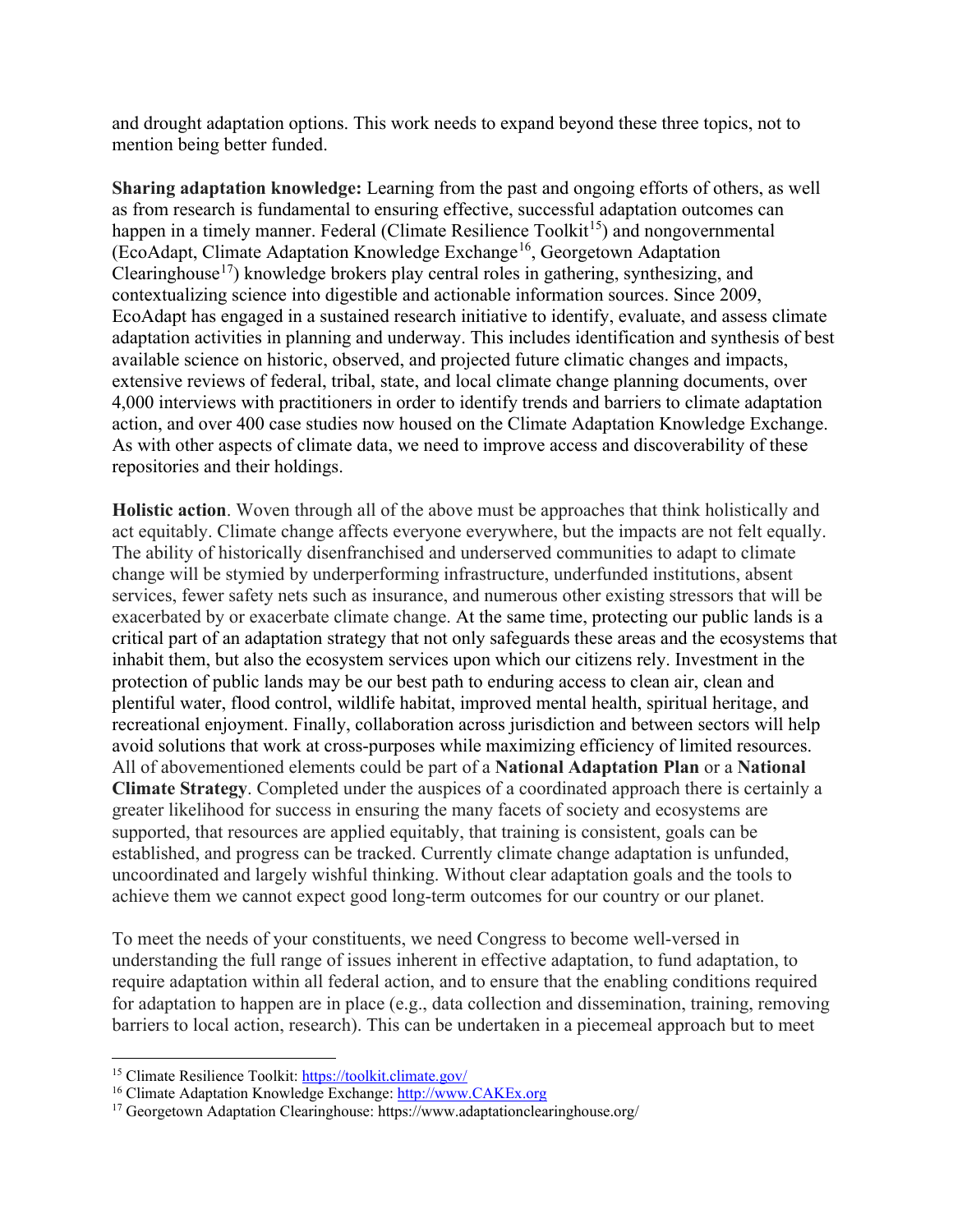and drought adaptation options. This work needs to expand beyond these three topics, not to mention being better funded.

**Sharing adaptation knowledge:** Learning from the past and ongoing efforts of others, as well as from research is fundamental to ensuring effective, successful adaptation outcomes can happen in a timely manner. Federal (Climate Resilience Toolkit[15]) and nongovernmental (EcoAdapt, Climate Adaptation Knowledge Exchange[16], Georgetown Adaptation Clearinghouse[17]) knowledge brokers play central roles in gathering, synthesizing, and contextualizing science into digestible and actionable information sources. Since 2009, EcoAdapt has engaged in a sustained research initiative to identify, evaluate, and assess climate adaptation activities in planning and underway. This includes identification and synthesis of best available science on historic, observed, and projected future climatic changes and impacts, extensive reviews of federal, tribal, state, and local climate change planning documents, over 4,000 interviews with practitioners in order to identify trends and barriers to climate adaptation action, and over 400 case studies now housed on the Climate Adaptation Knowledge Exchange. As with other aspects of climate data, we need to improve access and discoverability of these repositories and their holdings.

**Holistic action**. Woven through all of the above must be approaches that think holistically and act equitably. Climate change affects everyone everywhere, but the impacts are not felt equally. The ability of historically disenfranchised and underserved communities to adapt to climate change will be stymied by underperforming infrastructure, underfunded institutions, absent services, fewer safety nets such as insurance, and numerous other existing stressors that will be exacerbated by or exacerbate climate change. At the same time, protecting our public lands is a critical part of an adaptation strategy that not only safeguards these areas and the ecosystems that inhabit them, but also the ecosystem services upon which our citizens rely. Investment in the protection of public lands may be our best path to enduring access to clean air, clean and plentiful water, flood control, wildlife habitat, improved mental health, spiritual heritage, and recreational enjoyment. Finally, collaboration across jurisdiction and between sectors will help avoid solutions that work at cross-purposes while maximizing efficiency of limited resources. All of abovementioned elements could be part of a **National Adaptation Plan** or a **National Climate Strategy**. Completed under the auspices of a coordinated approach there is certainly a greater likelihood for success in ensuring the many facets of society and ecosystems are supported, that resources are applied equitably, that training is consistent, goals can be established, and progress can be tracked. Currently climate change adaptation is unfunded, uncoordinated and largely wishful thinking. Without clear adaptation goals and the tools to achieve them we cannot expect good long-term outcomes for our country or our planet.

To meet the needs of your constituents, we need Congress to become well-versed in understanding the full range of issues inherent in effective adaptation, to fund adaptation, to require adaptation within all federal action, and to ensure that the enabling conditions required for adaptation to happen are in place (e.g., data collection and dissemination, training, removing barriers to local action, research). This can be undertaken in a piecemeal approach but to meet

---

[15] Climate Resilience Toolkit: https://toolkit.climate.gov/

[16] Climate Adaptation Knowledge Exchange: http://www.CAKEx.org

[17] Georgetown Adaptation Clearinghouse: https://www.adaptationclearinghouse.org/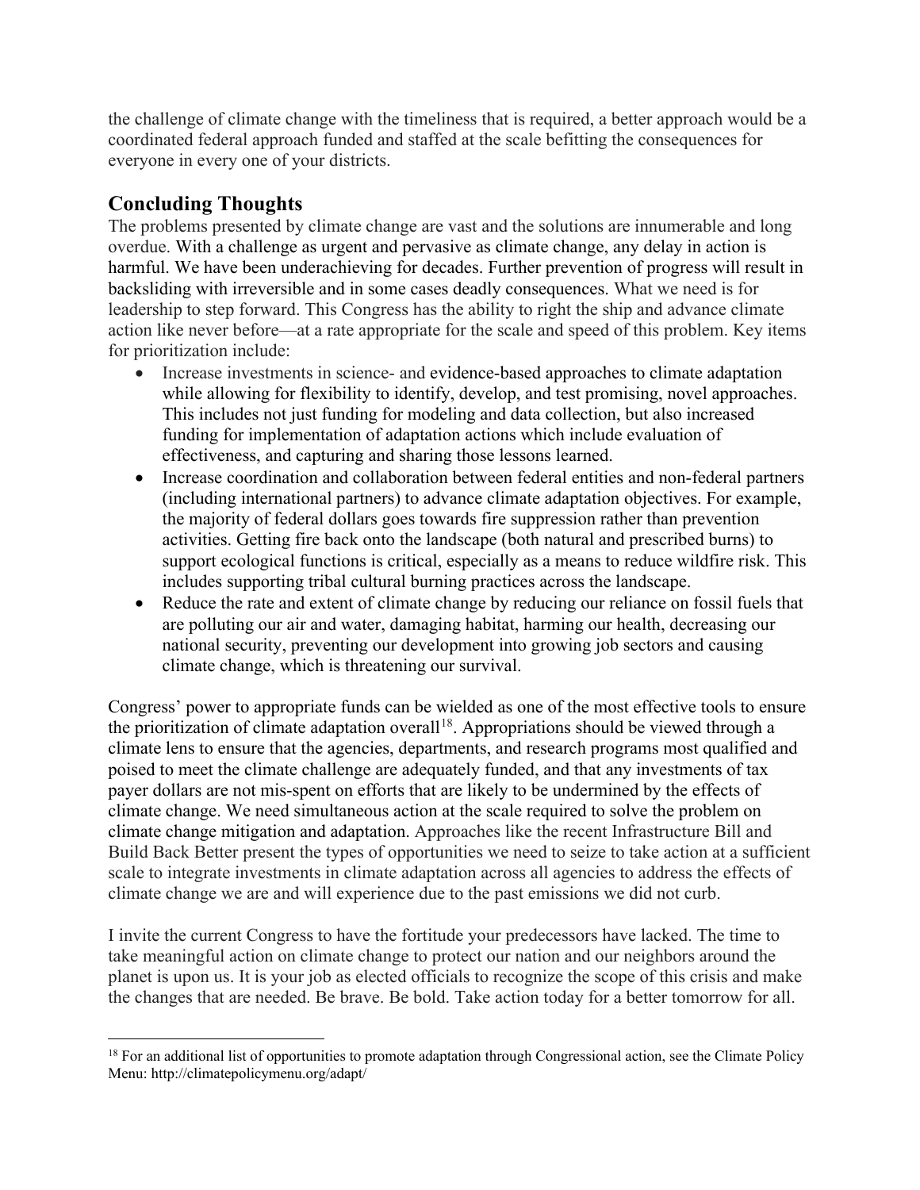the challenge of climate change with the timeliness that is required, a better approach would be a coordinated federal approach funded and staffed at the scale befitting the consequences for everyone in every one of your districts.

## Concluding Thoughts

The problems presented by climate change are vast and the solutions are innumerable and long overdue. With a challenge as urgent and pervasive as climate change, any delay in action is harmful. We have been underachieving for decades. Further prevention of progress will result in backsliding with irreversible and in some cases deadly consequences. What we need is for leadership to step forward. This Congress has the ability to right the ship and advance climate action like never before—at a rate appropriate for the scale and speed of this problem. Key items for prioritization include:

- Increase investments in science- and evidence-based approaches to climate adaptation while allowing for flexibility to identify, develop, and test promising, novel approaches. This includes not just funding for modeling and data collection, but also increased funding for implementation of adaptation actions which include evaluation of effectiveness, and capturing and sharing those lessons learned.
- Increase coordination and collaboration between federal entities and non-federal partners (including international partners) to advance climate adaptation objectives. For example, the majority of federal dollars goes towards fire suppression rather than prevention activities. Getting fire back onto the landscape (both natural and prescribed burns) to support ecological functions is critical, especially as a means to reduce wildfire risk. This includes supporting tribal cultural burning practices across the landscape.
- Reduce the rate and extent of climate change by reducing our reliance on fossil fuels that are polluting our air and water, damaging habitat, harming our health, decreasing our national security, preventing our development into growing job sectors and causing climate change, which is threatening our survival.

Congress' power to appropriate funds can be wielded as one of the most effective tools to ensure the prioritization of climate adaptation overall[18]. Appropriations should be viewed through a climate lens to ensure that the agencies, departments, and research programs most qualified and poised to meet the climate challenge are adequately funded, and that any investments of tax payer dollars are not mis-spent on efforts that are likely to be undermined by the effects of climate change. We need simultaneous action at the scale required to solve the problem on climate change mitigation and adaptation. Approaches like the recent Infrastructure Bill and Build Back Better present the types of opportunities we need to seize to take action at a sufficient scale to integrate investments in climate adaptation across all agencies to address the effects of climate change we are and will experience due to the past emissions we did not curb.

I invite the current Congress to have the fortitude your predecessors have lacked. The time to take meaningful action on climate change to protect our nation and our neighbors around the planet is upon us. It is your job as elected officials to recognize the scope of this crisis and make the changes that are needed. Be brave. Be bold. Take action today for a better tomorrow for all.

---

[18] For an additional list of opportunities to promote adaptation through Congressional action, see the Climate Policy Menu: http://climatepolicymenu.org/adapt/